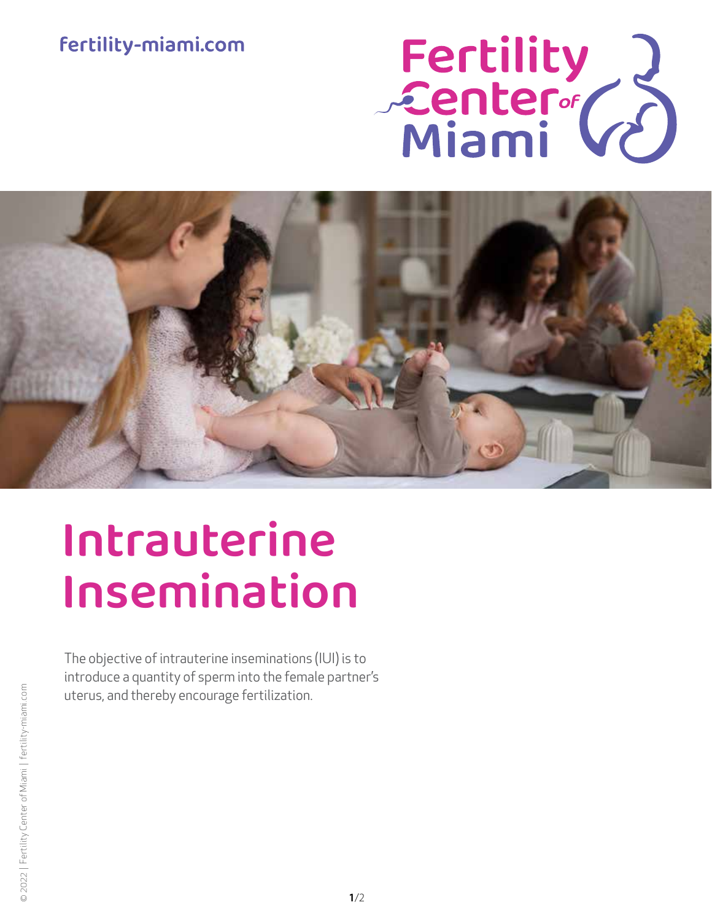fertility-miami.com

Fertility Center of Miami

# Intrauterine Insemination

The objective of intrauterine inseminations (IUI) is to introduce a quantity of sperm into the female partner's uterus, and thereby encourage fertilization.

© 2022 | Fertility Center of Miami | fertility-miami.com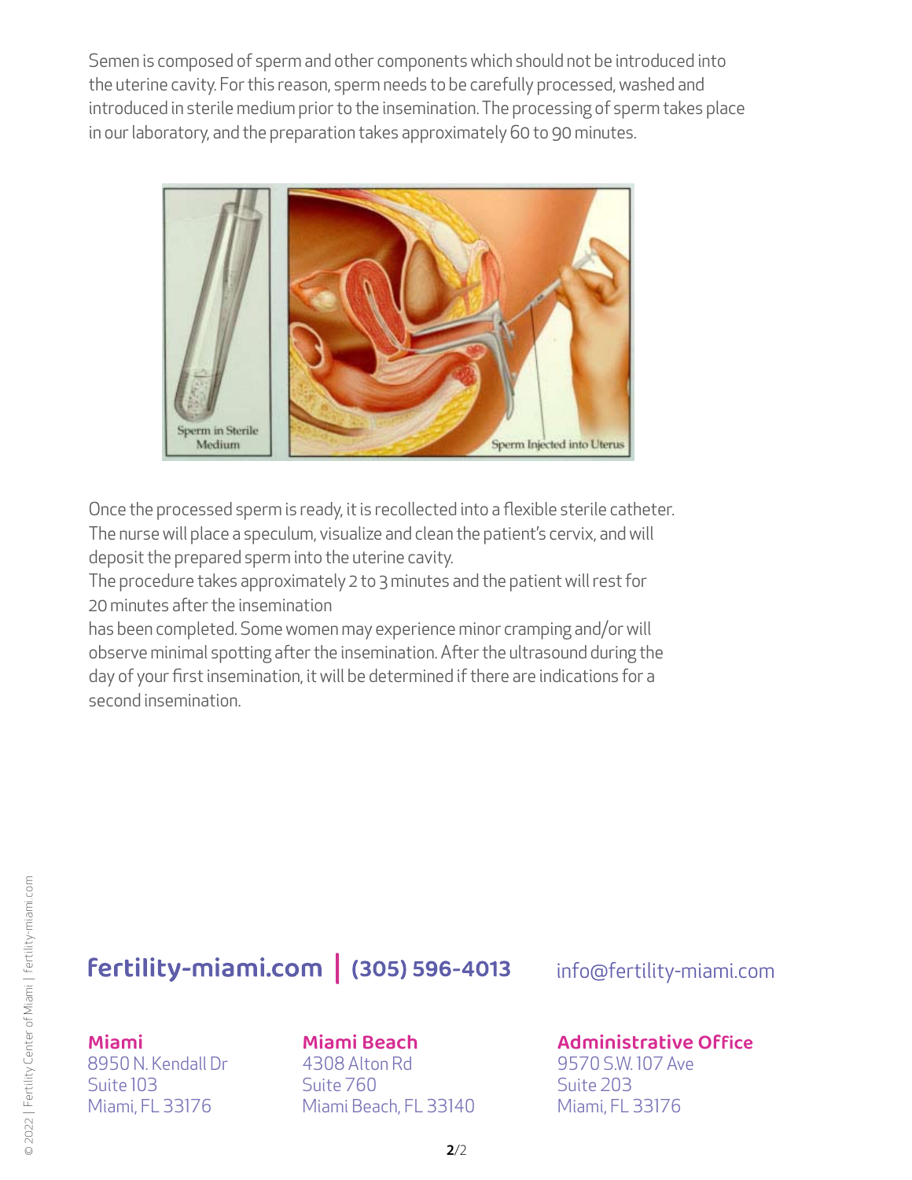Semen is composed of sperm and other components which should not be introduced into the uterine cavity. For this reason, sperm needs to be carefully processed, washed and introduced in sterile medium prior to the insemination. The processing of sperm takes place in our laboratory, and the preparation takes approximately 60 to 90 minutes.

Sperm in Sterile Medium

Sperm Injected into Uterus

Once the processed sperm is ready, it is recollected into a flexible sterile catheter. The nurse will place a speculum, visualize and clean the patient's cervix, and will deposit the prepared sperm into the uterine cavity.

The procedure takes approximately 2 to 3 minutes and the patient will rest for 20 minutes after the insemination has been completed. Some women may experience minor cramping and/or will observe minimal spotting after the insemination. After the ultrasound during the day of your first insemination, it will be determined if there are indications for a second insemination.

**fertility-miami.com | (305) 596-4013** info@fertility-miami.com

**Miami**
8950 N. Kendall Dr
Suite 103
Miami, FL 33176

**Miami Beach**
4308 Alton Rd
Suite 760
Miami Beach, FL 33140

**Administrative Office**
9570 S.W. 107 Ave
Suite 203
Miami, FL 33176

© 2022 | Fertility Center of Miami | fertility-miami.com